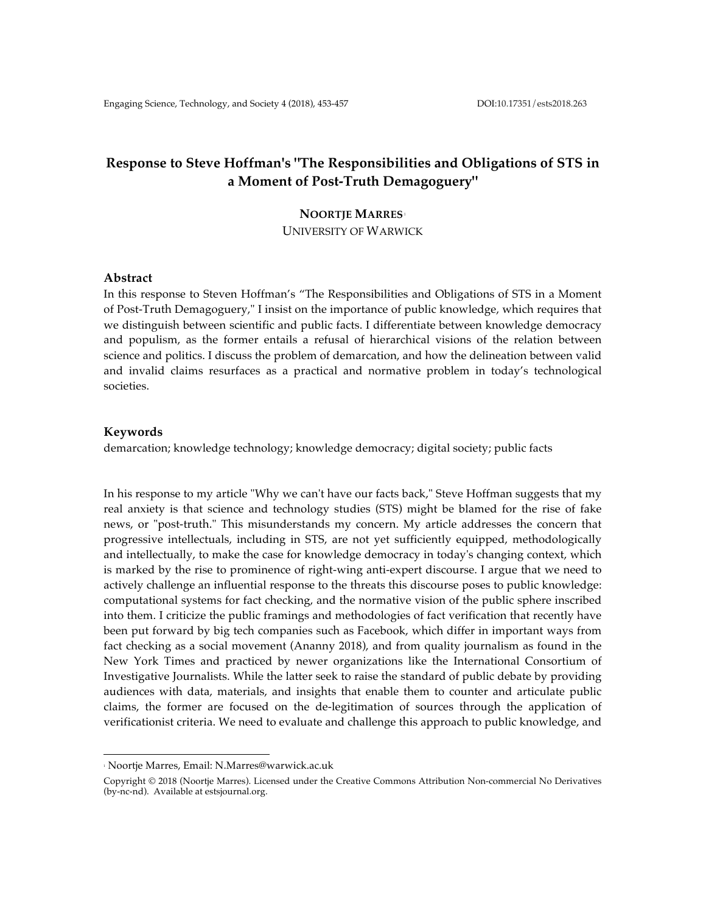# Response to Steve Hoffman's "The Responsibilities and Obligations of STS in a Moment of Post-Truth Demagoguery"

**NOORTJE MARRES**[1]
UNIVERSITY OF WARWICK

## Abstract

In this response to Steven Hoffman's "The Responsibilities and Obligations of STS in a Moment of Post-Truth Demagoguery," I insist on the importance of public knowledge, which requires that we distinguish between scientific and public facts. I differentiate between knowledge democracy and populism, as the former entails a refusal of hierarchical visions of the relation between science and politics. I discuss the problem of demarcation, and how the delineation between valid and invalid claims resurfaces as a practical and normative problem in today's technological societies.

## Keywords

demarcation; knowledge technology; knowledge democracy; digital society; public facts

In his response to my article "Why we can't have our facts back," Steve Hoffman suggests that my real anxiety is that science and technology studies (STS) might be blamed for the rise of fake news, or "post-truth." This misunderstands my concern. My article addresses the concern that progressive intellectuals, including in STS, are not yet sufficiently equipped, methodologically and intellectually, to make the case for knowledge democracy in today's changing context, which is marked by the rise to prominence of right-wing anti-expert discourse. I argue that we need to actively challenge an influential response to the threats this discourse poses to public knowledge: computational systems for fact checking, and the normative vision of the public sphere inscribed into them. I criticize the public framings and methodologies of fact verification that recently have been put forward by big tech companies such as Facebook, which differ in important ways from fact checking as a social movement (Ananny 2018), and from quality journalism as found in the New York Times and practiced by newer organizations like the International Consortium of Investigative Journalists. While the latter seek to raise the standard of public debate by providing audiences with data, materials, and insights that enable them to counter and articulate public claims, the former are focused on the de-legitimation of sources through the application of verificationist criteria. We need to evaluate and challenge this approach to public knowledge, and

[1] Noortje Marres, Email: N.Marres@warwick.ac.uk

Copyright © 2018 (Noortje Marres). Licensed under the Creative Commons Attribution Non-commercial No Derivatives (by-nc-nd). Available at estsjournal.org.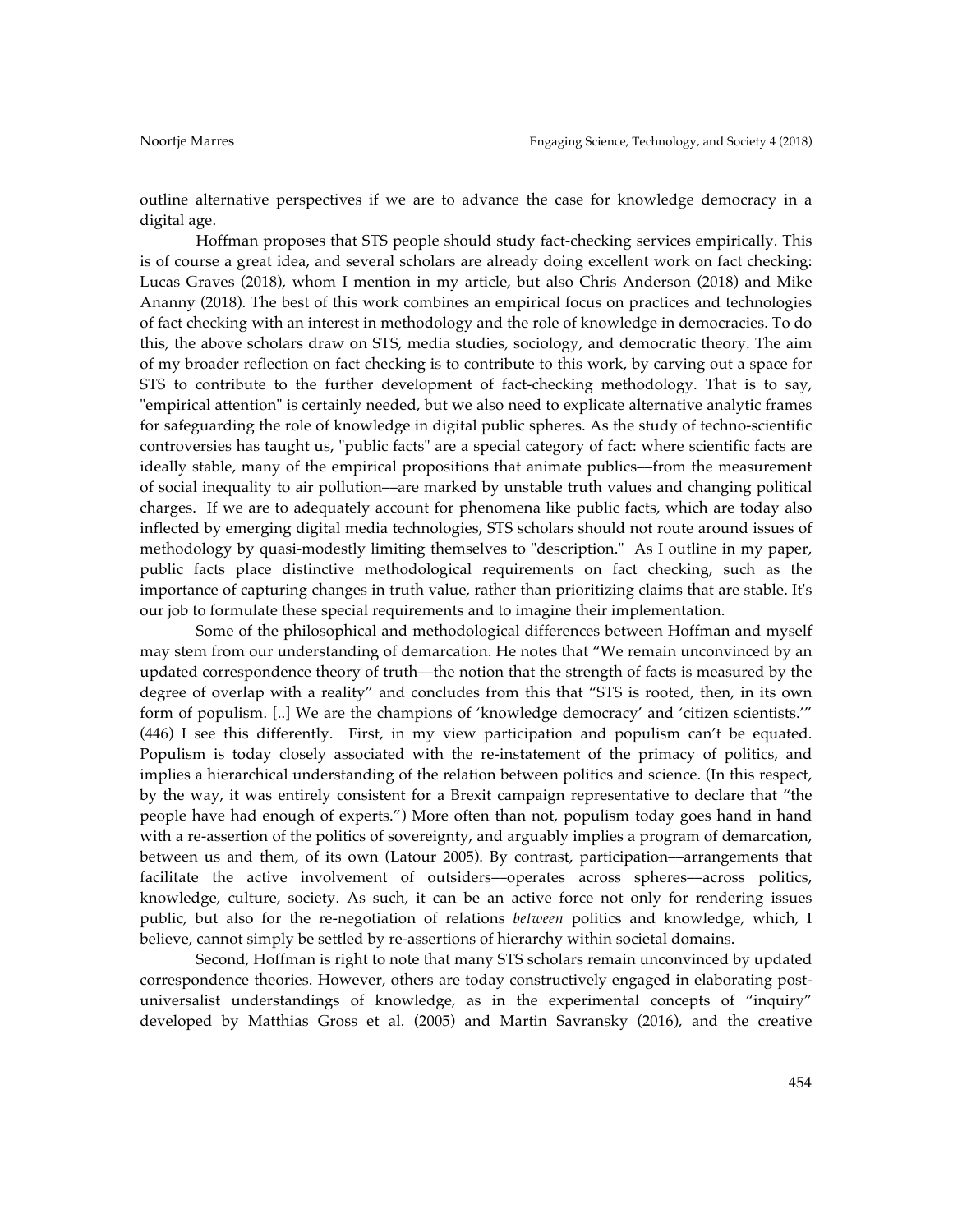outline alternative perspectives if we are to advance the case for knowledge democracy in a digital age.

Hoffman proposes that STS people should study fact-checking services empirically. This is of course a great idea, and several scholars are already doing excellent work on fact checking: Lucas Graves (2018), whom I mention in my article, but also Chris Anderson (2018) and Mike Ananny (2018). The best of this work combines an empirical focus on practices and technologies of fact checking with an interest in methodology and the role of knowledge in democracies. To do this, the above scholars draw on STS, media studies, sociology, and democratic theory. The aim of my broader reflection on fact checking is to contribute to this work, by carving out a space for STS to contribute to the further development of fact-checking methodology. That is to say, "empirical attention" is certainly needed, but we also need to explicate alternative analytic frames for safeguarding the role of knowledge in digital public spheres. As the study of techno-scientific controversies has taught us, "public facts" are a special category of fact: where scientific facts are ideally stable, many of the empirical propositions that animate publics—from the measurement of social inequality to air pollution—are marked by unstable truth values and changing political charges. If we are to adequately account for phenomena like public facts, which are today also inflected by emerging digital media technologies, STS scholars should not route around issues of methodology by quasi-modestly limiting themselves to "description." As I outline in my paper, public facts place distinctive methodological requirements on fact checking, such as the importance of capturing changes in truth value, rather than prioritizing claims that are stable. It's our job to formulate these special requirements and to imagine their implementation.

Some of the philosophical and methodological differences between Hoffman and myself may stem from our understanding of demarcation. He notes that "We remain unconvinced by an updated correspondence theory of truth—the notion that the strength of facts is measured by the degree of overlap with a reality" and concludes from this that "STS is rooted, then, in its own form of populism. [..] We are the champions of 'knowledge democracy' and 'citizen scientists.'" (446) I see this differently. First, in my view participation and populism can't be equated. Populism is today closely associated with the re-instatement of the primacy of politics, and implies a hierarchical understanding of the relation between politics and science. (In this respect, by the way, it was entirely consistent for a Brexit campaign representative to declare that "the people have had enough of experts.") More often than not, populism today goes hand in hand with a re-assertion of the politics of sovereignty, and arguably implies a program of demarcation, between us and them, of its own (Latour 2005). By contrast, participation—arrangements that facilitate the active involvement of outsiders—operates across spheres—across politics, knowledge, culture, society. As such, it can be an active force not only for rendering issues public, but also for the re-negotiation of relations *between* politics and knowledge, which, I believe, cannot simply be settled by re-assertions of hierarchy within societal domains.

Second, Hoffman is right to note that many STS scholars remain unconvinced by updated correspondence theories. However, others are today constructively engaged in elaborating post-universalist understandings of knowledge, as in the experimental concepts of "inquiry" developed by Matthias Gross et al. (2005) and Martin Savransky (2016), and the creative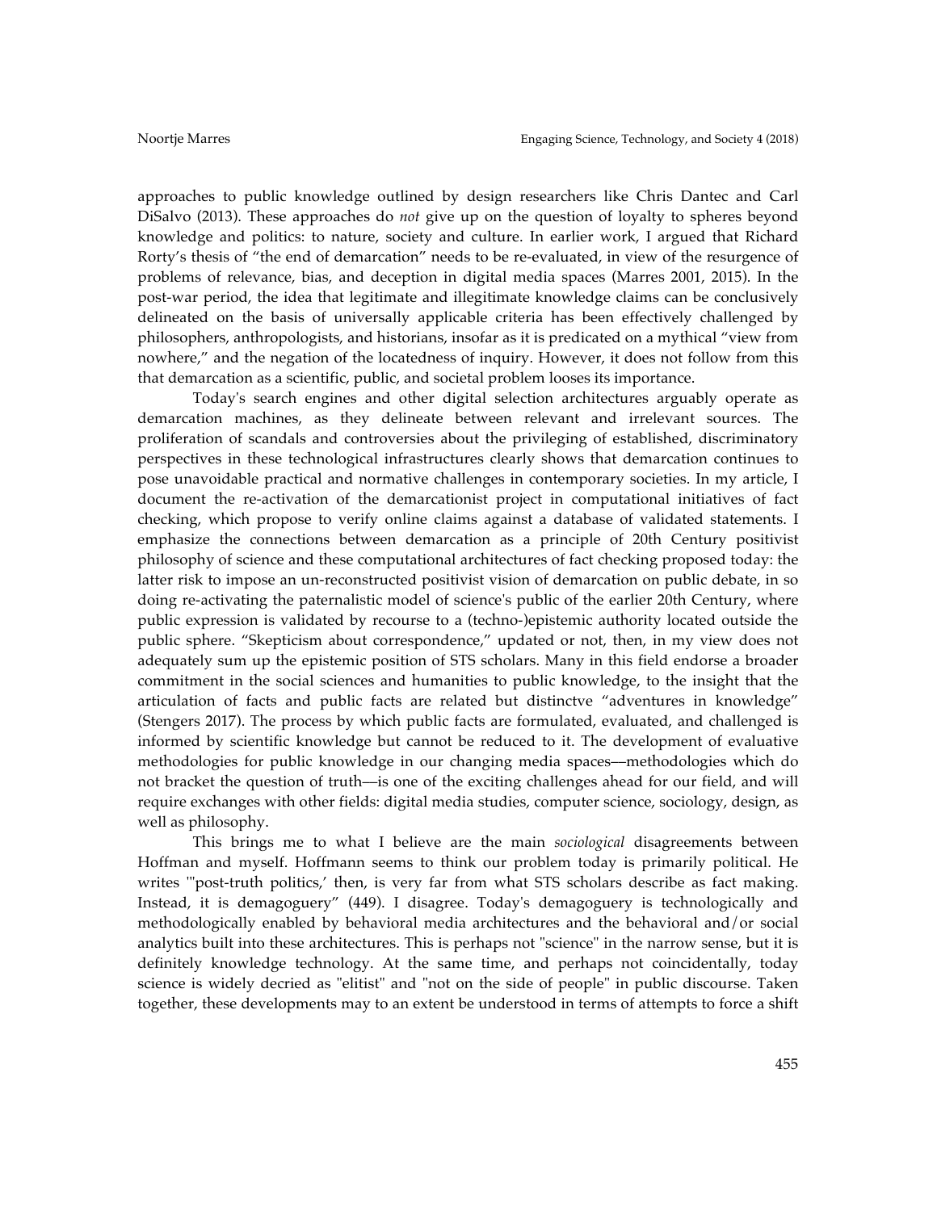approaches to public knowledge outlined by design researchers like Chris Dantec and Carl DiSalvo (2013). These approaches do *not* give up on the question of loyalty to spheres beyond knowledge and politics: to nature, society and culture. In earlier work, I argued that Richard Rorty's thesis of "the end of demarcation" needs to be re-evaluated, in view of the resurgence of problems of relevance, bias, and deception in digital media spaces (Marres 2001, 2015). In the post-war period, the idea that legitimate and illegitimate knowledge claims can be conclusively delineated on the basis of universally applicable criteria has been effectively challenged by philosophers, anthropologists, and historians, insofar as it is predicated on a mythical "view from nowhere," and the negation of the locatedness of inquiry. However, it does not follow from this that demarcation as a scientific, public, and societal problem looses its importance.

Today's search engines and other digital selection architectures arguably operate as demarcation machines, as they delineate between relevant and irrelevant sources. The proliferation of scandals and controversies about the privileging of established, discriminatory perspectives in these technological infrastructures clearly shows that demarcation continues to pose unavoidable practical and normative challenges in contemporary societies. In my article, I document the re-activation of the demarcationist project in computational initiatives of fact checking, which propose to verify online claims against a database of validated statements. I emphasize the connections between demarcation as a principle of 20th Century positivist philosophy of science and these computational architectures of fact checking proposed today: the latter risk to impose an un-reconstructed positivist vision of demarcation on public debate, in so doing re-activating the paternalistic model of science's public of the earlier 20th Century, where public expression is validated by recourse to a (techno-)epistemic authority located outside the public sphere. "Skepticism about correspondence," updated or not, then, in my view does not adequately sum up the epistemic position of STS scholars. Many in this field endorse a broader commitment in the social sciences and humanities to public knowledge, to the insight that the articulation of facts and public facts are related but distinctve "adventures in knowledge" (Stengers 2017). The process by which public facts are formulated, evaluated, and challenged is informed by scientific knowledge but cannot be reduced to it. The development of evaluative methodologies for public knowledge in our changing media spaces—methodologies which do not bracket the question of truth—is one of the exciting challenges ahead for our field, and will require exchanges with other fields: digital media studies, computer science, sociology, design, as well as philosophy.

This brings me to what I believe are the main *sociological* disagreements between Hoffman and myself. Hoffmann seems to think our problem today is primarily political. He writes '"post-truth politics,' then, is very far from what STS scholars describe as fact making. Instead, it is demagoguery" (449). I disagree. Today's demagoguery is technologically and methodologically enabled by behavioral media architectures and the behavioral and/or social analytics built into these architectures. This is perhaps not "science" in the narrow sense, but it is definitely knowledge technology. At the same time, and perhaps not coincidentally, today science is widely decried as "elitist" and "not on the side of people" in public discourse. Taken together, these developments may to an extent be understood in terms of attempts to force a shift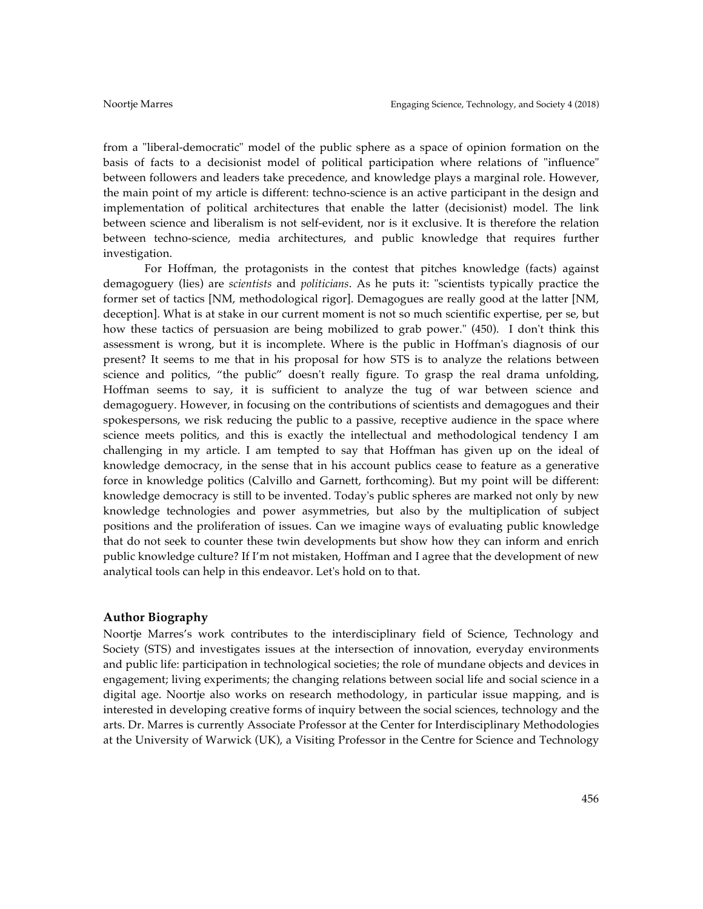from a "liberal-democratic" model of the public sphere as a space of opinion formation on the basis of facts to a decisionist model of political participation where relations of "influence" between followers and leaders take precedence, and knowledge plays a marginal role. However, the main point of my article is different: techno-science is an active participant in the design and implementation of political architectures that enable the latter (decisionist) model. The link between science and liberalism is not self-evident, nor is it exclusive. It is therefore the relation between techno-science, media architectures, and public knowledge that requires further investigation.

For Hoffman, the protagonists in the contest that pitches knowledge (facts) against demagoguery (lies) are *scientists* and *politicians*. As he puts it: "scientists typically practice the former set of tactics [NM, methodological rigor]. Demagogues are really good at the latter [NM, deception]. What is at stake in our current moment is not so much scientific expertise, per se, but how these tactics of persuasion are being mobilized to grab power." (450). I don't think this assessment is wrong, but it is incomplete. Where is the public in Hoffman's diagnosis of our present? It seems to me that in his proposal for how STS is to analyze the relations between science and politics, "the public" doesn't really figure. To grasp the real drama unfolding, Hoffman seems to say, it is sufficient to analyze the tug of war between science and demagoguery. However, in focusing on the contributions of scientists and demagogues and their spokespersons, we risk reducing the public to a passive, receptive audience in the space where science meets politics, and this is exactly the intellectual and methodological tendency I am challenging in my article. I am tempted to say that Hoffman has given up on the ideal of knowledge democracy, in the sense that in his account publics cease to feature as a generative force in knowledge politics (Calvillo and Garnett, forthcoming). But my point will be different: knowledge democracy is still to be invented. Today's public spheres are marked not only by new knowledge technologies and power asymmetries, but also by the multiplication of subject positions and the proliferation of issues. Can we imagine ways of evaluating public knowledge that do not seek to counter these twin developments but show how they can inform and enrich public knowledge culture? If I'm not mistaken, Hoffman and I agree that the development of new analytical tools can help in this endeavor. Let's hold on to that.

## Author Biography

Noortje Marres's work contributes to the interdisciplinary field of Science, Technology and Society (STS) and investigates issues at the intersection of innovation, everyday environments and public life: participation in technological societies; the role of mundane objects and devices in engagement; living experiments; the changing relations between social life and social science in a digital age. Noortje also works on research methodology, in particular issue mapping, and is interested in developing creative forms of inquiry between the social sciences, technology and the arts. Dr. Marres is currently Associate Professor at the Center for Interdisciplinary Methodologies at the University of Warwick (UK), a Visiting Professor in the Centre for Science and Technology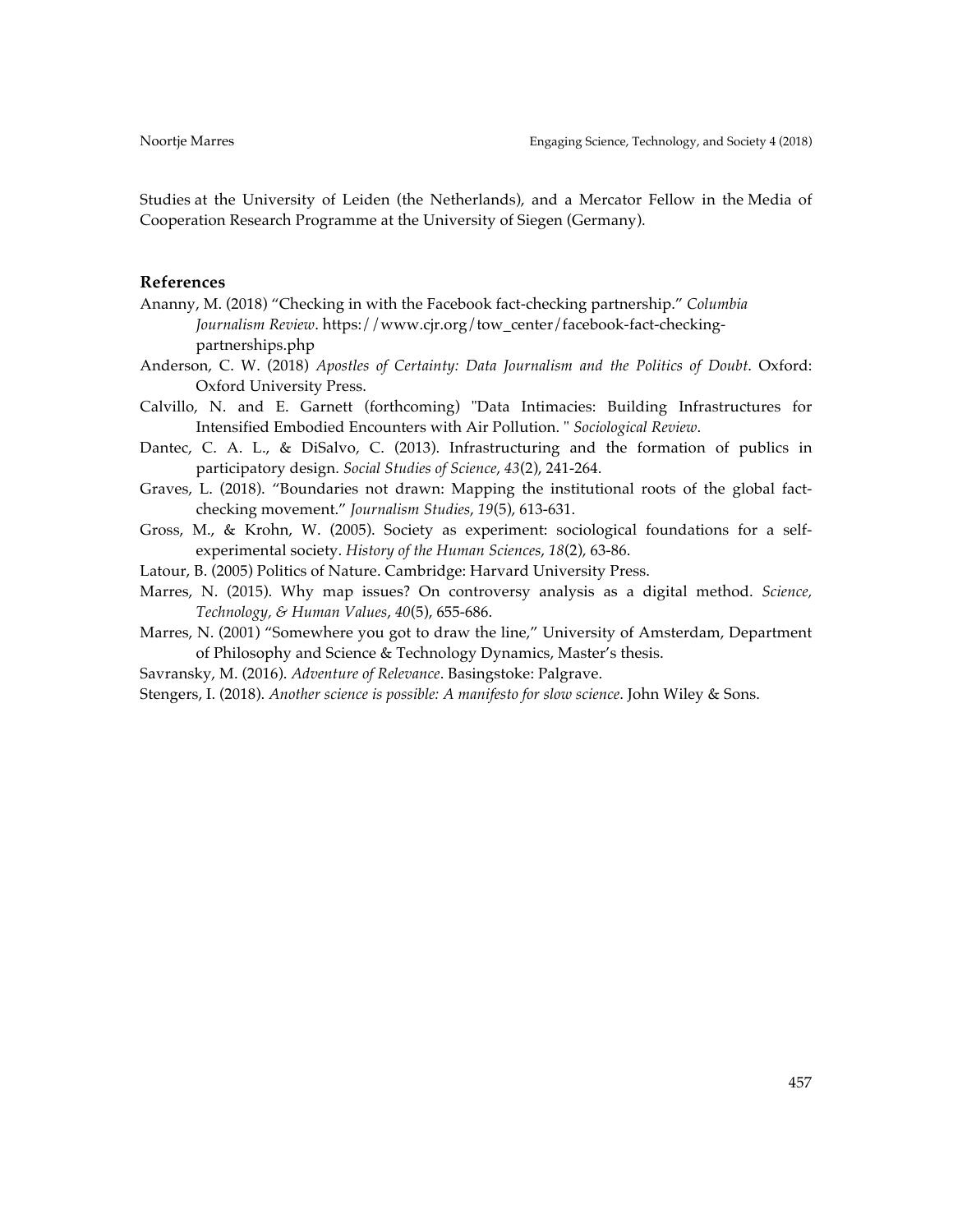Studies at the University of Leiden (the Netherlands), and a Mercator Fellow in the Media of Cooperation Research Programme at the University of Siegen (Germany).

## References

Ananny, M. (2018) "Checking in with the Facebook fact-checking partnership." *Columbia Journalism Review*. https://www.cjr.org/tow_center/facebook-fact-checking-partnerships.php

Anderson, C. W. (2018) *Apostles of Certainty: Data Journalism and the Politics of Doubt*. Oxford: Oxford University Press.

Calvillo, N. and E. Garnett (forthcoming) "Data Intimacies: Building Infrastructures for Intensified Embodied Encounters with Air Pollution. " *Sociological Review*.

Dantec, C. A. L., & DiSalvo, C. (2013). Infrastructuring and the formation of publics in participatory design. *Social Studies of Science*, *43*(2), 241-264.

Graves, L. (2018). "Boundaries not drawn: Mapping the institutional roots of the global fact-checking movement." *Journalism Studies*, *19*(5), 613-631.

Gross, M., & Krohn, W. (2005). Society as experiment: sociological foundations for a self-experimental society. *History of the Human Sciences*, *18*(2), 63-86.

Latour, B. (2005) Politics of Nature. Cambridge: Harvard University Press.

Marres, N. (2015). Why map issues? On controversy analysis as a digital method. *Science, Technology, & Human Values*, *40*(5), 655-686.

Marres, N. (2001) "Somewhere you got to draw the line," University of Amsterdam, Department of Philosophy and Science & Technology Dynamics, Master's thesis.

Savransky, M. (2016). *Adventure of Relevance*. Basingstoke: Palgrave.

Stengers, I. (2018). *Another science is possible: A manifesto for slow science*. John Wiley & Sons.